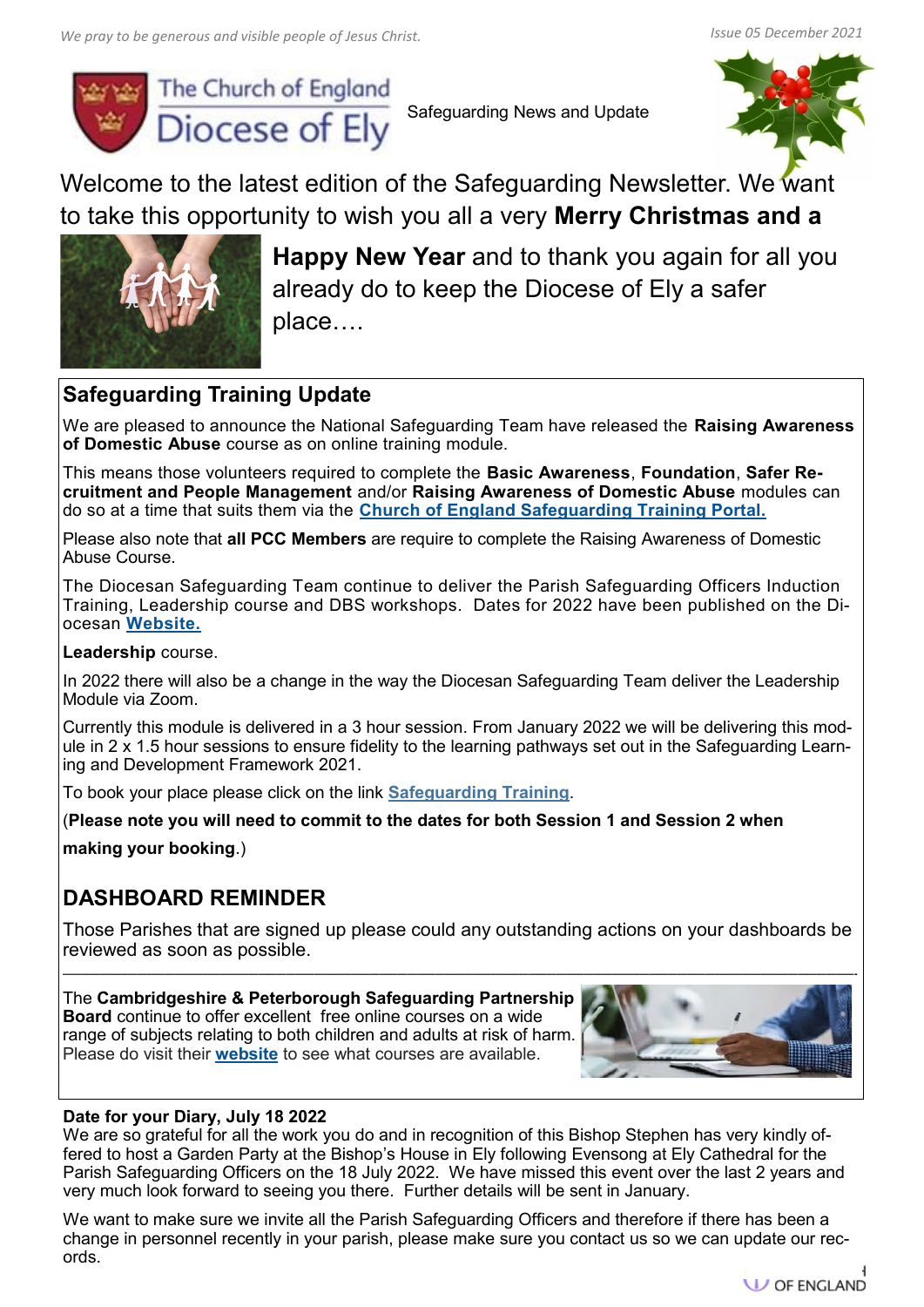*We pray to be generous and visible people of Jesus Christ.*

*Issue 05 December 2021*

The Church of England Diocese of Ely

Safeguarding News and Update

Welcome to the latest edition of the Safeguarding Newsletter. We want to take this opportunity to wish you all a very **Merry Christmas and a Happy New Year** and to thank you again for all you already do to keep the Diocese of Ely a safer place….

## Safeguarding Training Update

We are pleased to announce the National Safeguarding Team have released the **Raising Awareness of Domestic Abuse** course as on online training module.

This means those volunteers required to complete the **Basic Awareness**, **Foundation**, **Safer Recruitment and People Management** and/or **Raising Awareness of Domestic Abuse** modules can do so at a time that suits them via the **Church of England Safeguarding Training Portal.**

Please also note that **all PCC Members** are require to complete the Raising Awareness of Domestic Abuse Course.

The Diocesan Safeguarding Team continue to deliver the Parish Safeguarding Officers Induction Training, Leadership course and DBS workshops. Dates for 2022 have been published on the Diocesan **Website.**

**Leadership** course.

In 2022 there will also be a change in the way the Diocesan Safeguarding Team deliver the Leadership Module via Zoom.

Currently this module is delivered in a 3 hour session. From January 2022 we will be delivering this module in 2 x 1.5 hour sessions to ensure fidelity to the learning pathways set out in the Safeguarding Learning and Development Framework 2021.

To book your place please click on the link **Safeguarding Training**.

(**Please note you will need to commit to the dates for both Session 1 and Session 2 when making your booking**.)

## DASHBOARD REMINDER

Those Parishes that are signed up please could any outstanding actions on your dashboards be reviewed as soon as possible.

---

The **Cambridgeshire & Peterborough Safeguarding Partnership Board** continue to offer excellent free online courses on a wide range of subjects relating to both children and adults at risk of harm. Please do visit their **website** to see what courses are available.

**Date for your Diary, July 18 2022**

We are so grateful for all the work you do and in recognition of this Bishop Stephen has very kindly offered to host a Garden Party at the Bishop's House in Ely following Evensong at Ely Cathedral for the Parish Safeguarding Officers on the 18 July 2022. We have missed this event over the last 2 years and very much look forward to seeing you there. Further details will be sent in January.

We want to make sure we invite all the Parish Safeguarding Officers and therefore if there has been a change in personnel recently in your parish, please make sure you contact us so we can update our records.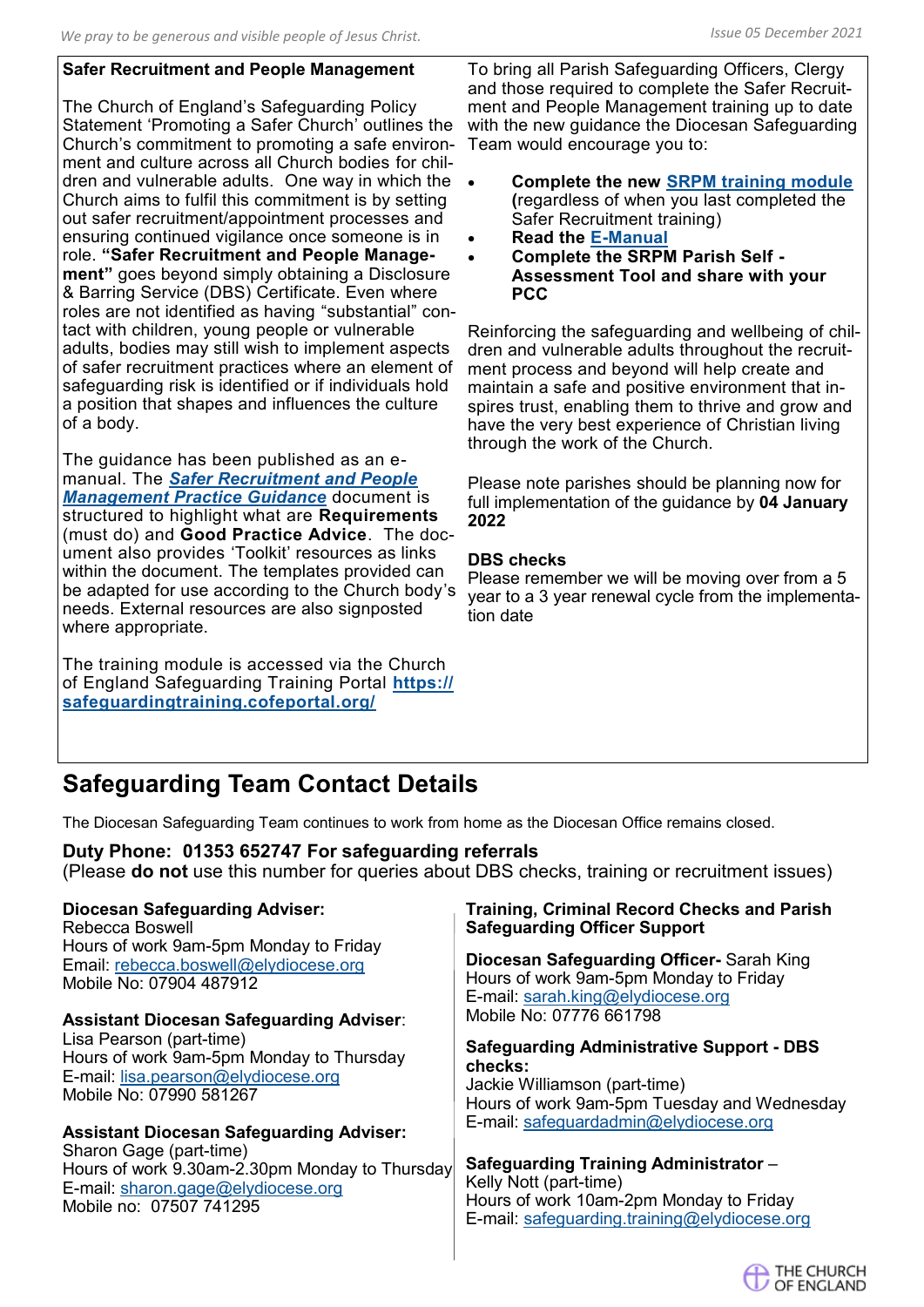## Safer Recruitment and People Management

The Church of England's Safeguarding Policy Statement 'Promoting a Safer Church' outlines the Church's commitment to promoting a safe environment and culture across all Church bodies for children and vulnerable adults. One way in which the Church aims to fulfil this commitment is by setting out safer recruitment/appointment processes and ensuring continued vigilance once someone is in role. **"Safer Recruitment and People Management"** goes beyond simply obtaining a Disclosure & Barring Service (DBS) Certificate. Even where roles are not identified as having "substantial" contact with children, young people or vulnerable adults, bodies may still wish to implement aspects of safer recruitment practices where an element of safeguarding risk is identified or if individuals hold a position that shapes and influences the culture of a body.

The guidance has been published as an e-manual. The ***Safer Recruitment and People Management Practice Guidance*** document is structured to highlight what are **Requirements** (must do) and **Good Practice Advice**. The document also provides 'Toolkit' resources as links within the document. The templates provided can be adapted for use according to the Church body's needs. External resources are also signposted where appropriate.

The training module is accessed via the Church of England Safeguarding Training Portal **https://safeguardingtraining.cofeportal.org/**

To bring all Parish Safeguarding Officers, Clergy and those required to complete the Safer Recruitment and People Management training up to date with the new guidance the Diocesan Safeguarding Team would encourage you to:

- **Complete the new SRPM training module (**regardless of when you last completed the Safer Recruitment training)
- **Read the E-Manual**
- **Complete the SRPM Parish Self - Assessment Tool and share with your PCC**

Reinforcing the safeguarding and wellbeing of children and vulnerable adults throughout the recruitment process and beyond will help create and maintain a safe and positive environment that inspires trust, enabling them to thrive and grow and have the very best experience of Christian living through the work of the Church.

Please note parishes should be planning now for full implementation of the guidance by **04 January 2022**

**DBS checks**

Please remember we will be moving over from a 5 year to a 3 year renewal cycle from the implementation date

# Safeguarding Team Contact Details

The Diocesan Safeguarding Team continues to work from home as the Diocesan Office remains closed.

**Duty Phone: 01353 652747 For safeguarding referrals**

(Please **do not** use this number for queries about DBS checks, training or recruitment issues)

**Diocesan Safeguarding Adviser:**
Rebecca Boswell
Hours of work 9am-5pm Monday to Friday
Email: rebecca.boswell@elydiocese.org
Mobile No: 07904 487912

**Assistant Diocesan Safeguarding Adviser**:
Lisa Pearson (part-time)
Hours of work 9am-5pm Monday to Thursday
E-mail: lisa.pearson@elydiocese.org
Mobile No: 07990 581267

**Assistant Diocesan Safeguarding Adviser:**
Sharon Gage (part-time)
Hours of work 9.30am-2.30pm Monday to Thursday
E-mail: sharon.gage@elydiocese.org
Mobile no: 07507 741295

**Training, Criminal Record Checks and Parish Safeguarding Officer Support**

**Diocesan Safeguarding Officer-** Sarah King
Hours of work 9am-5pm Monday to Friday
E-mail: sarah.king@elydiocese.org
Mobile No: 07776 661798

**Safeguarding Administrative Support - DBS checks:**
Jackie Williamson (part-time)
Hours of work 9am-5pm Tuesday and Wednesday
E-mail: safeguardadmin@elydiocese.org

**Safeguarding Training Administrator** –
Kelly Nott (part-time)
Hours of work 10am-2pm Monday to Friday
E-mail: safeguarding.training@elydiocese.org